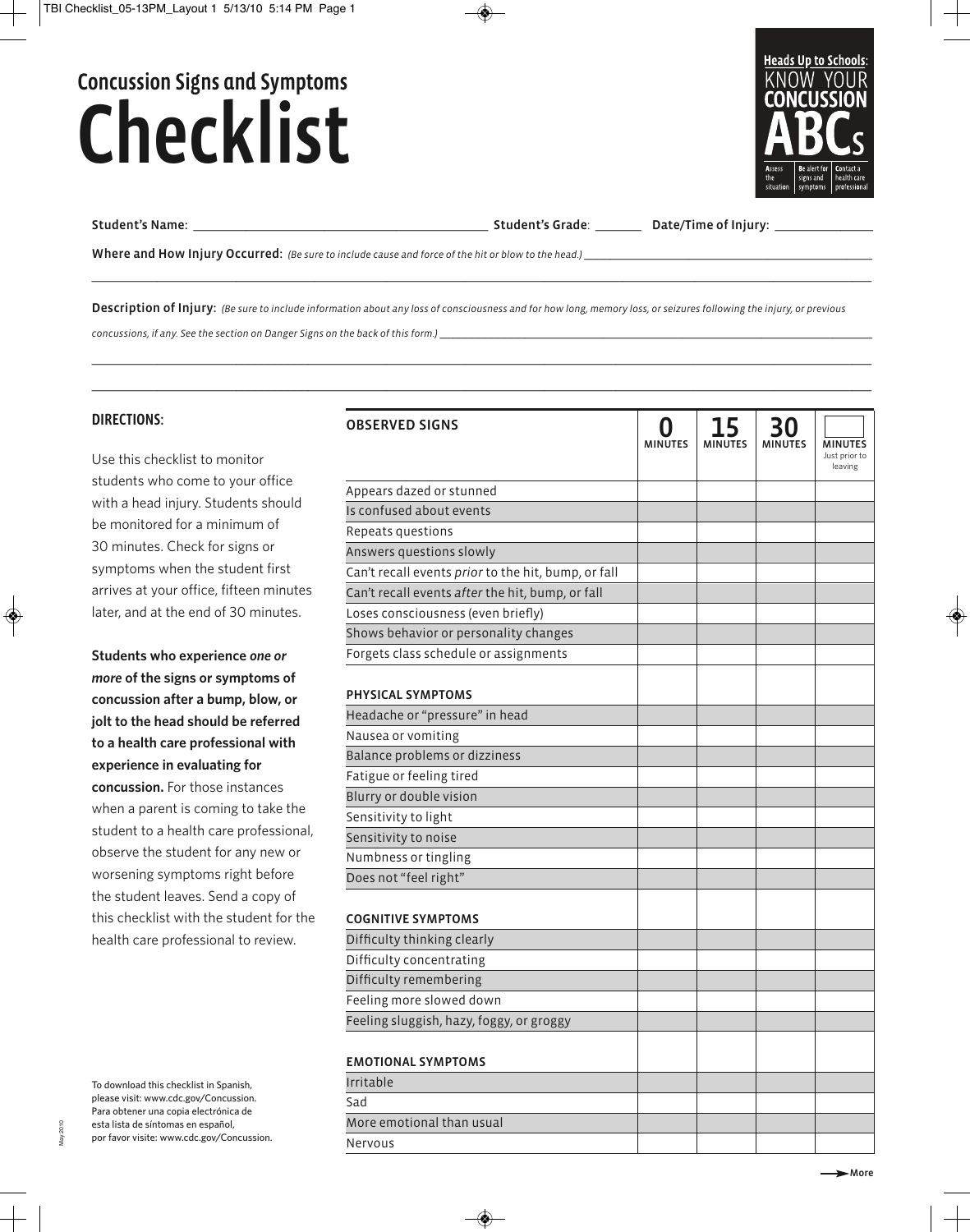## Concussion Signs and Symptoms

# Checklist

**Heads Up to Schools:** KNOW YOUR **CONCUSSION ABCs**

**A**ssess the situation | **B**e alert for signs and symptoms | **C**ontact a health care professional

**Student's Name:** ______________________ **Student's Grade:** ________ **Date/Time of Injury:** ________________

**Where and How Injury Occurred:** *(Be sure to include cause and force of the hit or blow to the head.)* ______________________

______________________________________________________________________________

**Description of Injury:** *(Be sure to include information about any loss of consciousness and for how long, memory loss, or seizures following the injury, or previous concussions, if any. See the section on Danger Signs on the back of this form.)* ______________________

______________________________________________________________________________

______________________________________________________________________________

### DIRECTIONS:

Use this checklist to monitor students who come to your office with a head injury. Students should be monitored for a minimum of 30 minutes. Check for signs or symptoms when the student first arrives at your office, fifteen minutes later, and at the end of 30 minutes.

**Students who experience *one or more* of the signs or symptoms of concussion after a bump, blow, or jolt to the head should be referred to a health care professional with experience in evaluating for concussion.** For those instances when a parent is coming to take the student to a health care professional, observe the student for any new or worsening symptoms right before the student leaves. Send a copy of this checklist with the student for the health care professional to review.

| OBSERVED SIGNS | 0 MINUTES | 15 MINUTES | 30 MINUTES | ____ MINUTES Just prior to leaving |
|---|---|---|---|---|
| Appears dazed or stunned | | | | |
| Is confused about events | | | | |
| Repeats questions | | | | |
| Answers questions slowly | | | | |
| Can't recall events *prior* to the hit, bump, or fall | | | | |
| Can't recall events *after* the hit, bump, or fall | | | | |
| Loses consciousness (even briefly) | | | | |
| Shows behavior or personality changes | | | | |
| Forgets class schedule or assignments | | | | |
| **PHYSICAL SYMPTOMS** | | | | |
| Headache or "pressure" in head | | | | |
| Nausea or vomiting | | | | |
| Balance problems or dizziness | | | | |
| Fatigue or feeling tired | | | | |
| Blurry or double vision | | | | |
| Sensitivity to light | | | | |
| Sensitivity to noise | | | | |
| Numbness or tingling | | | | |
| Does not "feel right" | | | | |
| **COGNITIVE SYMPTOMS** | | | | |
| Difficulty thinking clearly | | | | |
| Difficulty concentrating | | | | |
| Difficulty remembering | | | | |
| Feeling more slowed down | | | | |
| Feeling sluggish, hazy, foggy, or groggy | | | | |
| **EMOTIONAL SYMPTOMS** | | | | |
| Irritable | | | | |
| Sad | | | | |
| More emotional than usual | | | | |
| Nervous | | | | |

To download this checklist in Spanish, please visit: www.cdc.gov/Concussion. Para obtener una copia electrónica de esta lista de síntomas en español, por favor visite: www.cdc.gov/Concussion.

May 2010

More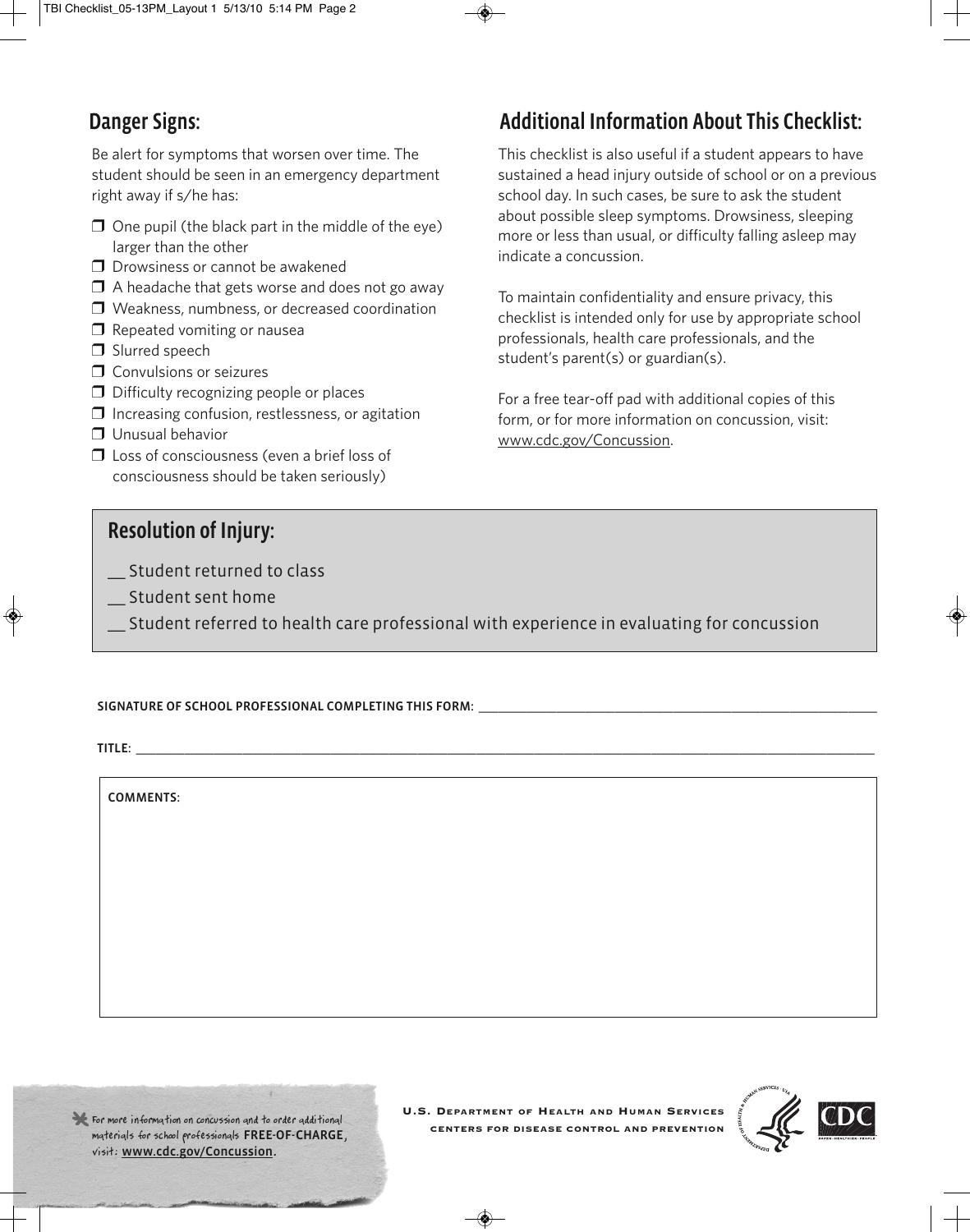## Danger Signs:

Be alert for symptoms that worsen over time. The student should be seen in an emergency department right away if s/he has:

- ☐ One pupil (the black part in the middle of the eye) larger than the other
- ☐ Drowsiness or cannot be awakened
- ☐ A headache that gets worse and does not go away
- ☐ Weakness, numbness, or decreased coordination
- ☐ Repeated vomiting or nausea
- ☐ Slurred speech
- ☐ Convulsions or seizures
- ☐ Difficulty recognizing people or places
- ☐ Increasing confusion, restlessness, or agitation
- ☐ Unusual behavior
- ☐ Loss of consciousness (even a brief loss of consciousness should be taken seriously)

## Additional Information About This Checklist:

This checklist is also useful if a student appears to have sustained a head injury outside of school or on a previous school day. In such cases, be sure to ask the student about possible sleep symptoms. Drowsiness, sleeping more or less than usual, or difficulty falling asleep may indicate a concussion.

To maintain confidentiality and ensure privacy, this checklist is intended only for use by appropriate school professionals, health care professionals, and the student's parent(s) or guardian(s).

For a free tear-off pad with additional copies of this form, or for more information on concussion, visit: www.cdc.gov/Concussion.

## Resolution of Injury:

__ Student returned to class

__ Student sent home

__ Student referred to health care professional with experience in evaluating for concussion

**SIGNATURE OF SCHOOL PROFESSIONAL COMPLETING THIS FORM:** ______________________________

**TITLE:** ______________________________

**COMMENTS:**

For more information on concussion and to order additional materials for school professionals **FREE-OF-CHARGE**, visit: **www.cdc.gov/Concussion**.

U.S. DEPARTMENT OF HEALTH AND HUMAN SERVICES
CENTERS FOR DISEASE CONTROL AND PREVENTION